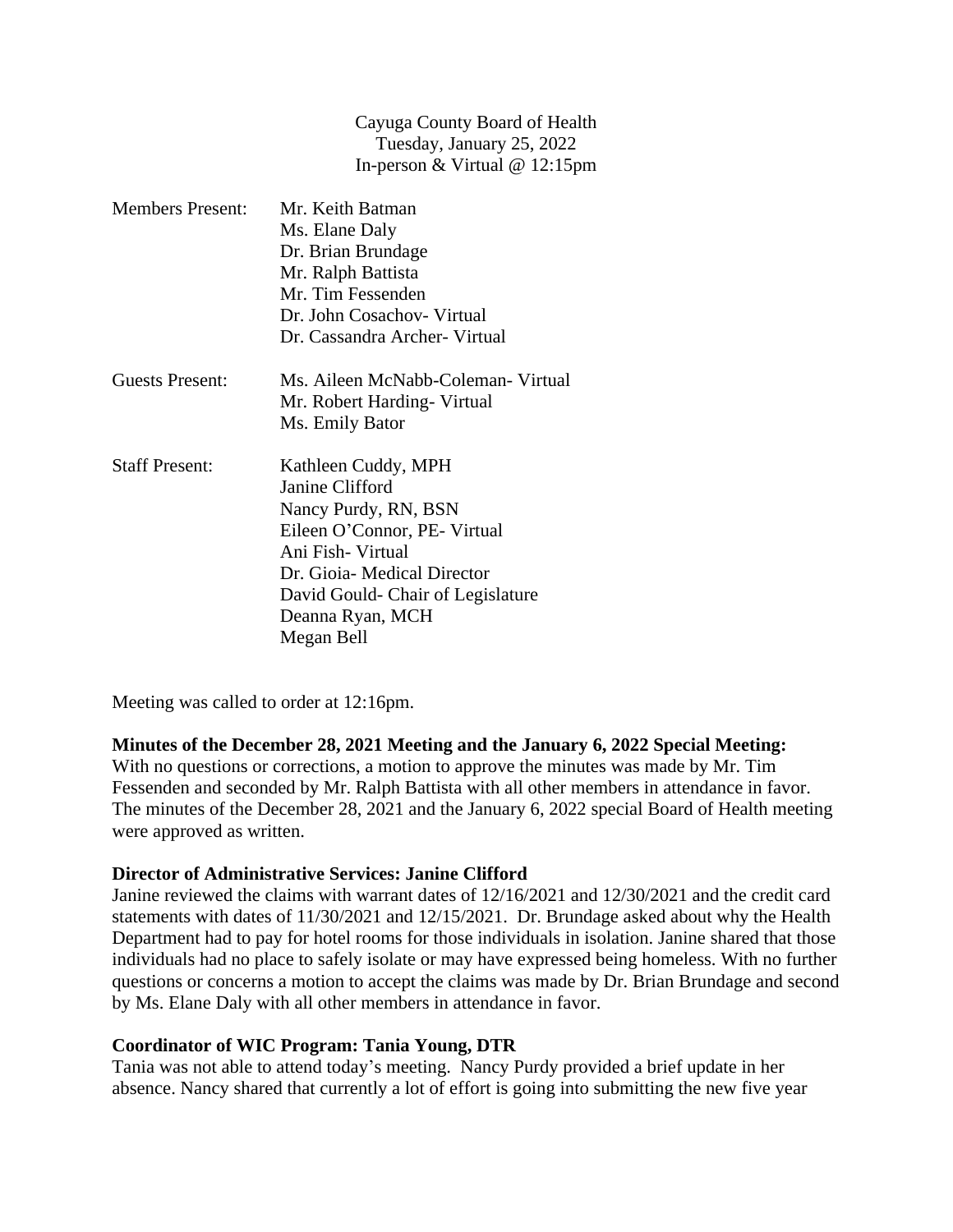Cayuga County Board of Health
Tuesday, January 25, 2022
In-person & Virtual @ 12:15pm

| | |
|---|---|
| Members Present: | Mr. Keith Batman<br>Ms. Elane Daly<br>Dr. Brian Brundage<br>Mr. Ralph Battista<br>Mr. Tim Fessenden<br>Dr. John Cosachov- Virtual<br>Dr. Cassandra Archer- Virtual |
| Guests Present: | Ms. Aileen McNabb-Coleman- Virtual<br>Mr. Robert Harding- Virtual<br>Ms. Emily Bator |
| Staff Present: | Kathleen Cuddy, MPH<br>Janine Clifford<br>Nancy Purdy, RN, BSN<br>Eileen O'Connor, PE- Virtual<br>Ani Fish- Virtual<br>Dr. Gioia- Medical Director<br>David Gould- Chair of Legislature<br>Deanna Ryan, MCH<br>Megan Bell |

Meeting was called to order at 12:16pm.

**Minutes of the December 28, 2021 Meeting and the January 6, 2022 Special Meeting:**
With no questions or corrections, a motion to approve the minutes was made by Mr. Tim Fessenden and seconded by Mr. Ralph Battista with all other members in attendance in favor. The minutes of the December 28, 2021 and the January 6, 2022 special Board of Health meeting were approved as written.

**Director of Administrative Services: Janine Clifford**
Janine reviewed the claims with warrant dates of 12/16/2021 and 12/30/2021 and the credit card statements with dates of 11/30/2021 and 12/15/2021. Dr. Brundage asked about why the Health Department had to pay for hotel rooms for those individuals in isolation. Janine shared that those individuals had no place to safely isolate or may have expressed being homeless. With no further questions or concerns a motion to accept the claims was made by Dr. Brian Brundage and second by Ms. Elane Daly with all other members in attendance in favor.

**Coordinator of WIC Program: Tania Young, DTR**
Tania was not able to attend today's meeting. Nancy Purdy provided a brief update in her absence. Nancy shared that currently a lot of effort is going into submitting the new five year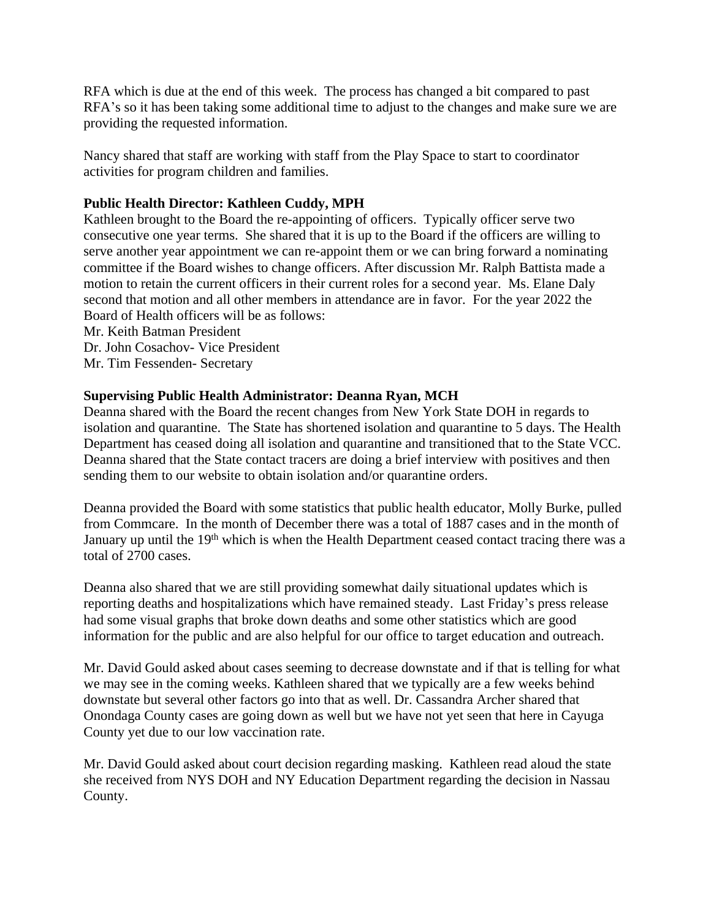RFA which is due at the end of this week. The process has changed a bit compared to past RFA's so it has been taking some additional time to adjust to the changes and make sure we are providing the requested information.

Nancy shared that staff are working with staff from the Play Space to start to coordinator activities for program children and families.

**Public Health Director: Kathleen Cuddy, MPH**

Kathleen brought to the Board the re-appointing of officers. Typically officer serve two consecutive one year terms. She shared that it is up to the Board if the officers are willing to serve another year appointment we can re-appoint them or we can bring forward a nominating committee if the Board wishes to change officers. After discussion Mr. Ralph Battista made a motion to retain the current officers in their current roles for a second year. Ms. Elane Daly second that motion and all other members in attendance are in favor. For the year 2022 the Board of Health officers will be as follows:

Mr. Keith Batman President
Dr. John Cosachov- Vice President
Mr. Tim Fessenden- Secretary

**Supervising Public Health Administrator: Deanna Ryan, MCH**

Deanna shared with the Board the recent changes from New York State DOH in regards to isolation and quarantine. The State has shortened isolation and quarantine to 5 days. The Health Department has ceased doing all isolation and quarantine and transitioned that to the State VCC. Deanna shared that the State contact tracers are doing a brief interview with positives and then sending them to our website to obtain isolation and/or quarantine orders.

Deanna provided the Board with some statistics that public health educator, Molly Burke, pulled from Commcare. In the month of December there was a total of 1887 cases and in the month of January up until the 19th which is when the Health Department ceased contact tracing there was a total of 2700 cases.

Deanna also shared that we are still providing somewhat daily situational updates which is reporting deaths and hospitalizations which have remained steady. Last Friday's press release had some visual graphs that broke down deaths and some other statistics which are good information for the public and are also helpful for our office to target education and outreach.

Mr. David Gould asked about cases seeming to decrease downstate and if that is telling for what we may see in the coming weeks. Kathleen shared that we typically are a few weeks behind downstate but several other factors go into that as well. Dr. Cassandra Archer shared that Onondaga County cases are going down as well but we have not yet seen that here in Cayuga County yet due to our low vaccination rate.

Mr. David Gould asked about court decision regarding masking. Kathleen read aloud the state she received from NYS DOH and NY Education Department regarding the decision in Nassau County.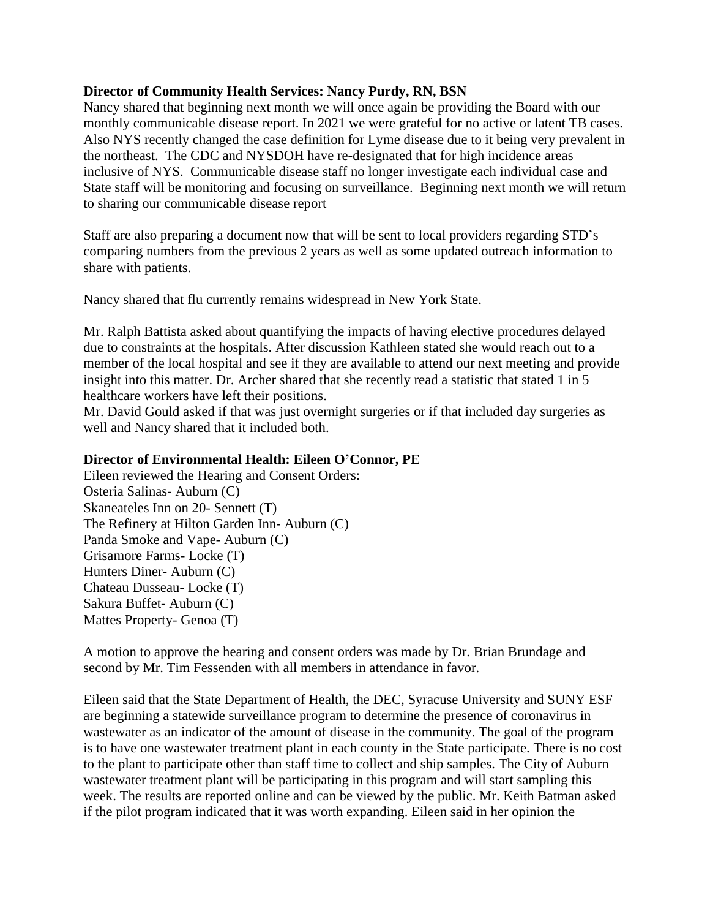**Director of Community Health Services: Nancy Purdy, RN, BSN**

Nancy shared that beginning next month we will once again be providing the Board with our monthly communicable disease report. In 2021 we were grateful for no active or latent TB cases. Also NYS recently changed the case definition for Lyme disease due to it being very prevalent in the northeast. The CDC and NYSDOH have re-designated that for high incidence areas inclusive of NYS. Communicable disease staff no longer investigate each individual case and State staff will be monitoring and focusing on surveillance. Beginning next month we will return to sharing our communicable disease report

Staff are also preparing a document now that will be sent to local providers regarding STD's comparing numbers from the previous 2 years as well as some updated outreach information to share with patients.

Nancy shared that flu currently remains widespread in New York State.

Mr. Ralph Battista asked about quantifying the impacts of having elective procedures delayed due to constraints at the hospitals. After discussion Kathleen stated she would reach out to a member of the local hospital and see if they are available to attend our next meeting and provide insight into this matter. Dr. Archer shared that she recently read a statistic that stated 1 in 5 healthcare workers have left their positions.
Mr. David Gould asked if that was just overnight surgeries or if that included day surgeries as well and Nancy shared that it included both.

**Director of Environmental Health: Eileen O'Connor, PE**

Eileen reviewed the Hearing and Consent Orders:
Osteria Salinas- Auburn (C)
Skaneateles Inn on 20- Sennett (T)
The Refinery at Hilton Garden Inn- Auburn (C)
Panda Smoke and Vape- Auburn (C)
Grisamore Farms- Locke (T)
Hunters Diner- Auburn (C)
Chateau Dusseau- Locke (T)
Sakura Buffet- Auburn (C)
Mattes Property- Genoa (T)

A motion to approve the hearing and consent orders was made by Dr. Brian Brundage and second by Mr. Tim Fessenden with all members in attendance in favor.

Eileen said that the State Department of Health, the DEC, Syracuse University and SUNY ESF are beginning a statewide surveillance program to determine the presence of coronavirus in wastewater as an indicator of the amount of disease in the community. The goal of the program is to have one wastewater treatment plant in each county in the State participate. There is no cost to the plant to participate other than staff time to collect and ship samples. The City of Auburn wastewater treatment plant will be participating in this program and will start sampling this week. The results are reported online and can be viewed by the public. Mr. Keith Batman asked if the pilot program indicated that it was worth expanding. Eileen said in her opinion the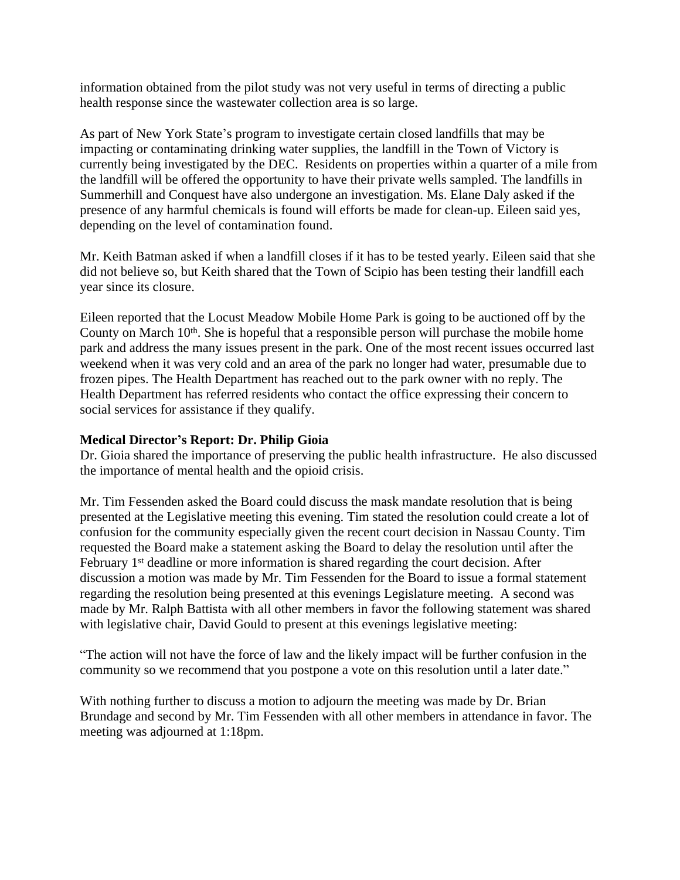information obtained from the pilot study was not very useful in terms of directing a public health response since the wastewater collection area is so large.

As part of New York State's program to investigate certain closed landfills that may be impacting or contaminating drinking water supplies, the landfill in the Town of Victory is currently being investigated by the DEC. Residents on properties within a quarter of a mile from the landfill will be offered the opportunity to have their private wells sampled. The landfills in Summerhill and Conquest have also undergone an investigation. Ms. Elane Daly asked if the presence of any harmful chemicals is found will efforts be made for clean-up. Eileen said yes, depending on the level of contamination found.

Mr. Keith Batman asked if when a landfill closes if it has to be tested yearly. Eileen said that she did not believe so, but Keith shared that the Town of Scipio has been testing their landfill each year since its closure.

Eileen reported that the Locust Meadow Mobile Home Park is going to be auctioned off by the County on March 10th. She is hopeful that a responsible person will purchase the mobile home park and address the many issues present in the park. One of the most recent issues occurred last weekend when it was very cold and an area of the park no longer had water, presumable due to frozen pipes. The Health Department has reached out to the park owner with no reply. The Health Department has referred residents who contact the office expressing their concern to social services for assistance if they qualify.

**Medical Director's Report: Dr. Philip Gioia**

Dr. Gioia shared the importance of preserving the public health infrastructure. He also discussed the importance of mental health and the opioid crisis.

Mr. Tim Fessenden asked the Board could discuss the mask mandate resolution that is being presented at the Legislative meeting this evening. Tim stated the resolution could create a lot of confusion for the community especially given the recent court decision in Nassau County. Tim requested the Board make a statement asking the Board to delay the resolution until after the February 1st deadline or more information is shared regarding the court decision. After discussion a motion was made by Mr. Tim Fessenden for the Board to issue a formal statement regarding the resolution being presented at this evenings Legislature meeting. A second was made by Mr. Ralph Battista with all other members in favor the following statement was shared with legislative chair, David Gould to present at this evenings legislative meeting:

"The action will not have the force of law and the likely impact will be further confusion in the community so we recommend that you postpone a vote on this resolution until a later date."

With nothing further to discuss a motion to adjourn the meeting was made by Dr. Brian Brundage and second by Mr. Tim Fessenden with all other members in attendance in favor. The meeting was adjourned at 1:18pm.